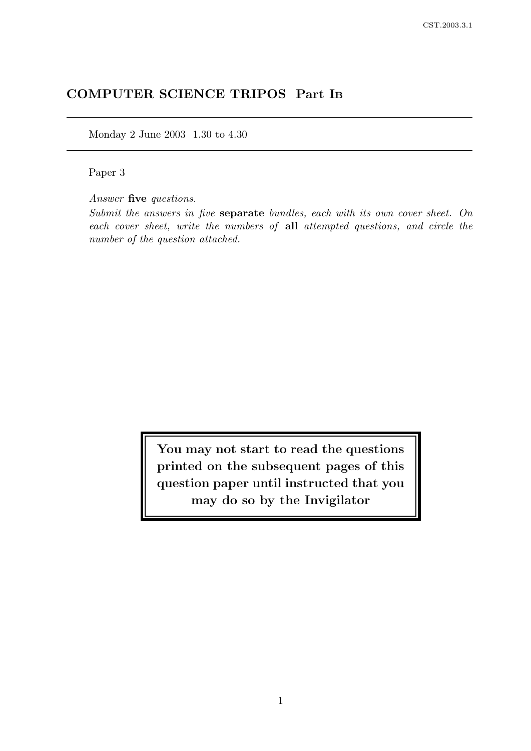# COMPUTER SCIENCE TRIPOS Part IB

Monday 2 June 2003 1.30 to 4.30

Paper 3

*Answer* **five** *questions.*

*Submit the answers in five* **separate** *bundles, each with its own cover sheet. On each cover sheet, write the numbers of* **all** *attempted questions, and circle the number of the question attached.*

**You may not start to read the questions printed on the subsequent pages of this question paper until instructed that you may do so by the Invigilator**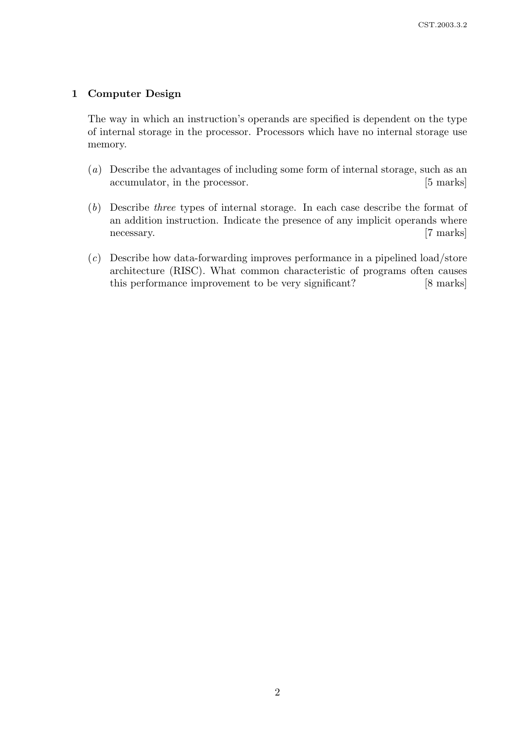## 1 Computer Design

The way in which an instruction's operands are specified is dependent on the type of internal storage in the processor. Processors which have no internal storage use memory.

(*a*) Describe the advantages of including some form of internal storage, such as an accumulator, in the processor. [5 marks]

(*b*) Describe *three* types of internal storage. In each case describe the format of an addition instruction. Indicate the presence of any implicit operands where necessary. [7 marks]

(*c*) Describe how data-forwarding improves performance in a pipelined load/store architecture (RISC). What common characteristic of programs often causes this performance improvement to be very significant? [8 marks]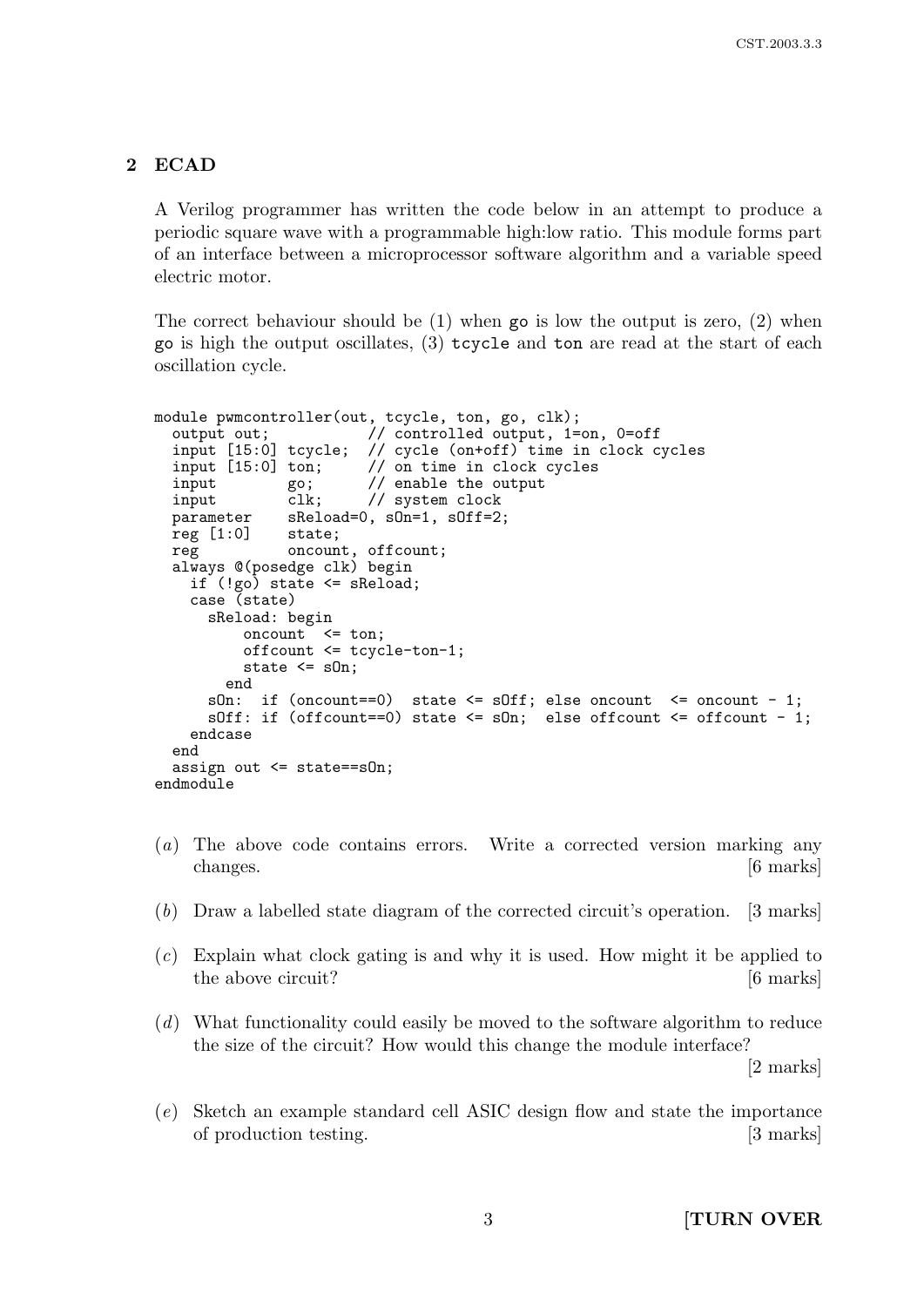## 2 ECAD

A Verilog programmer has written the code below in an attempt to produce a periodic square wave with a programmable high:low ratio. This module forms part of an interface between a microprocessor software algorithm and a variable speed electric motor.

The correct behaviour should be (1) when `go` is low the output is zero, (2) when `go` is high the output oscillates, (3) `tcycle` and `ton` are read at the start of each oscillation cycle.

```
module pwmcontroller(out, tcycle, ton, go, clk);
  output out;           // controlled output, 1=on, 0=off
  input [15:0] tcycle;  // cycle (on+off) time in clock cycles
  input [15:0] ton;     // on time in clock cycles
  input        go;      // enable the output
  input        clk;     // system clock
  parameter    sReload=0, sOn=1, sOff=2;
  reg [1:0]    state;
  reg          oncount, offcount;
  always @(posedge clk) begin
    if (!go) state <= sReload;
    case (state)
      sReload: begin
          oncount  <= ton;
          offcount <= tcycle-ton-1;
          state <= sOn;
        end
      sOn:  if (oncount==0)  state <= sOff; else oncount  <= oncount - 1;
      sOff: if (offcount==0) state <= sOn;  else offcount <= offcount - 1;
    endcase
  end
  assign out <= state==sOn;
endmodule
```

(*a*) The above code contains errors. Write a corrected version marking any changes. [6 marks]

(*b*) Draw a labelled state diagram of the corrected circuit's operation. [3 marks]

(*c*) Explain what clock gating is and why it is used. How might it be applied to the above circuit? [6 marks]

(*d*) What functionality could easily be moved to the software algorithm to reduce the size of the circuit? How would this change the module interface? [2 marks]

(*e*) Sketch an example standard cell ASIC design flow and state the importance of production testing. [3 marks]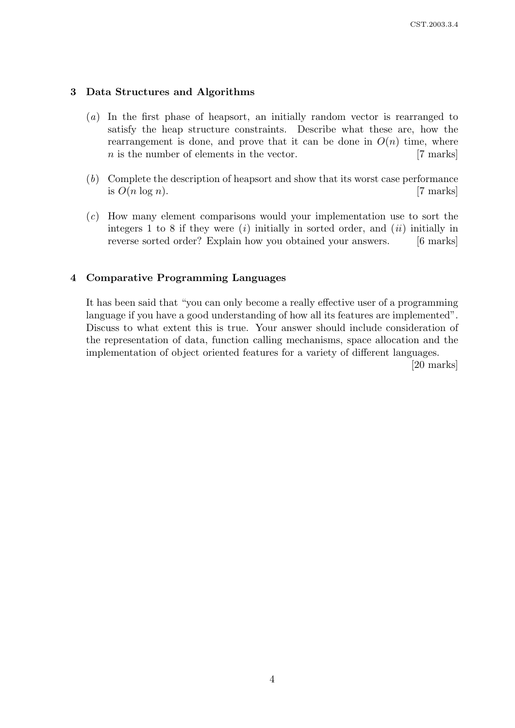## 3 Data Structures and Algorithms

(*a*) In the first phase of heapsort, an initially random vector is rearranged to satisfy the heap structure constraints. Describe what these are, how the rearrangement is done, and prove that it can be done in $O(n)$ time, where $n$ is the number of elements in the vector. [7 marks]

(*b*) Complete the description of heapsort and show that its worst case performance is $O(n \log n)$. [7 marks]

(*c*) How many element comparisons would your implementation use to sort the integers 1 to 8 if they were (*i*) initially in sorted order, and (*ii*) initially in reverse sorted order? Explain how you obtained your answers. [6 marks]

## 4 Comparative Programming Languages

It has been said that "you can only become a really effective user of a programming language if you have a good understanding of how all its features are implemented". Discuss to what extent this is true. Your answer should include consideration of the representation of data, function calling mechanisms, space allocation and the implementation of object oriented features for a variety of different languages.

[20 marks]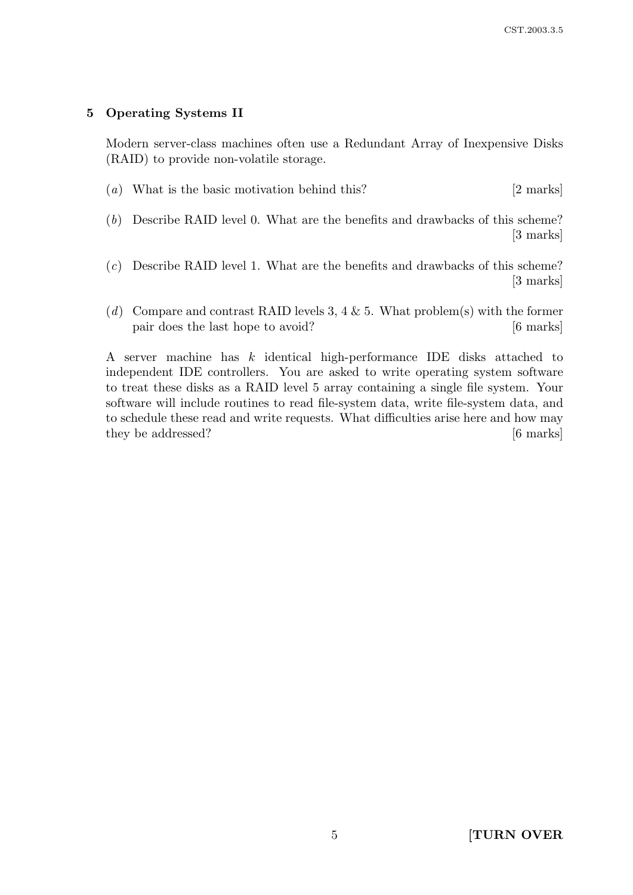## 5 Operating Systems II

Modern server-class machines often use a Redundant Array of Inexpensive Disks (RAID) to provide non-volatile storage.

(*a*) What is the basic motivation behind this? [2 marks]

(*b*) Describe RAID level 0. What are the benefits and drawbacks of this scheme? [3 marks]

(*c*) Describe RAID level 1. What are the benefits and drawbacks of this scheme? [3 marks]

(*d*) Compare and contrast RAID levels 3, 4 & 5. What problem(s) with the former pair does the last hope to avoid? [6 marks]

A server machine has $k$ identical high-performance IDE disks attached to independent IDE controllers. You are asked to write operating system software to treat these disks as a RAID level 5 array containing a single file system. Your software will include routines to read file-system data, write file-system data, and to schedule these read and write requests. What difficulties arise here and how may they be addressed? [6 marks]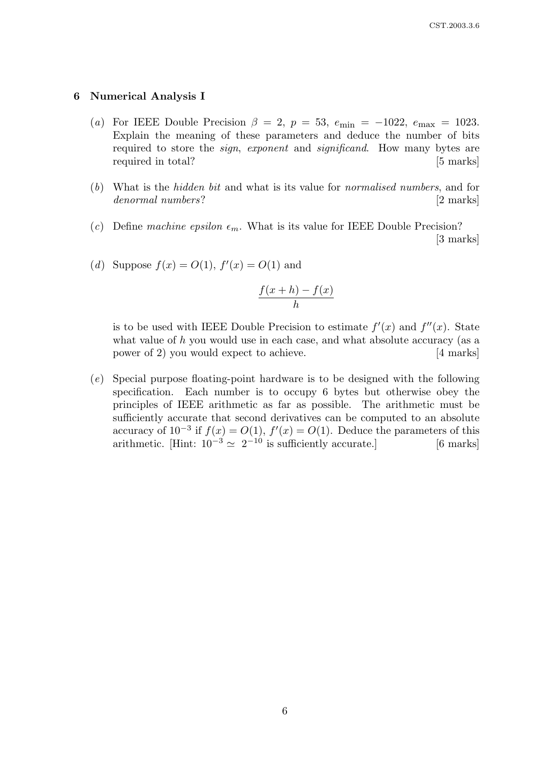## 6 Numerical Analysis I

(*a*) For IEEE Double Precision $\beta = 2$, $p = 53$, $e_{\min} = -1022$, $e_{\max} = 1023$. Explain the meaning of these parameters and deduce the number of bits required to store the *sign*, *exponent* and *significand*. How many bytes are required in total? [5 marks]

(*b*) What is the *hidden bit* and what is its value for *normalised numbers*, and for *denormal numbers*? [2 marks]

(*c*) Define *machine epsilon* $\epsilon_m$. What is its value for IEEE Double Precision? [3 marks]

(*d*) Suppose $f(x) = O(1)$, $f'(x) = O(1)$ and

$$\frac{f(x+h) - f(x)}{h}$$

is to be used with IEEE Double Precision to estimate $f'(x)$ and $f''(x)$. State what value of $h$ you would use in each case, and what absolute accuracy (as a power of 2) you would expect to achieve. [4 marks]

(*e*) Special purpose floating-point hardware is to be designed with the following specification. Each number is to occupy 6 bytes but otherwise obey the principles of IEEE arithmetic as far as possible. The arithmetic must be sufficiently accurate that second derivatives can be computed to an absolute accuracy of $10^{-3}$ if $f(x) = O(1)$, $f'(x) = O(1)$. Deduce the parameters of this arithmetic. [Hint: $10^{-3} \simeq 2^{-10}$ is sufficiently accurate.] [6 marks]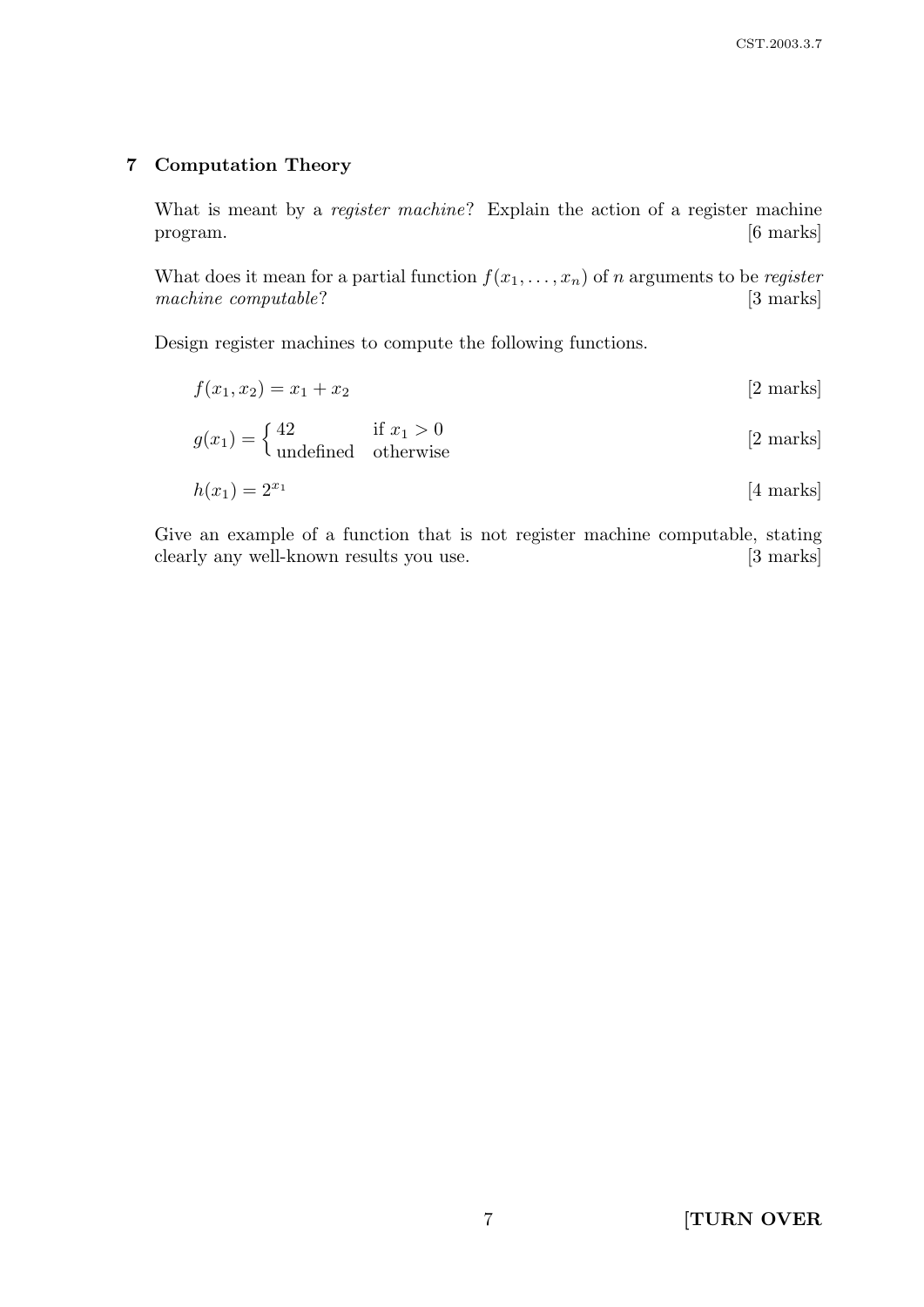## 7 Computation Theory

What is meant by a *register machine*? Explain the action of a register machine program. [6 marks]

What does it mean for a partial function $f(x_1, \ldots, x_n)$ of $n$ arguments to be *register machine computable*? [3 marks]

Design register machines to compute the following functions.

$$f(x_1, x_2) = x_1 + x_2$$ [2 marks]

$$g(x_1) = \begin{cases} 42 & \text{if } x_1 > 0 \\ \text{undefined} & \text{otherwise} \end{cases}$$ [2 marks]

$$h(x_1) = 2^{x_1}$$ [4 marks]

Give an example of a function that is not register machine computable, stating clearly any well-known results you use. [3 marks]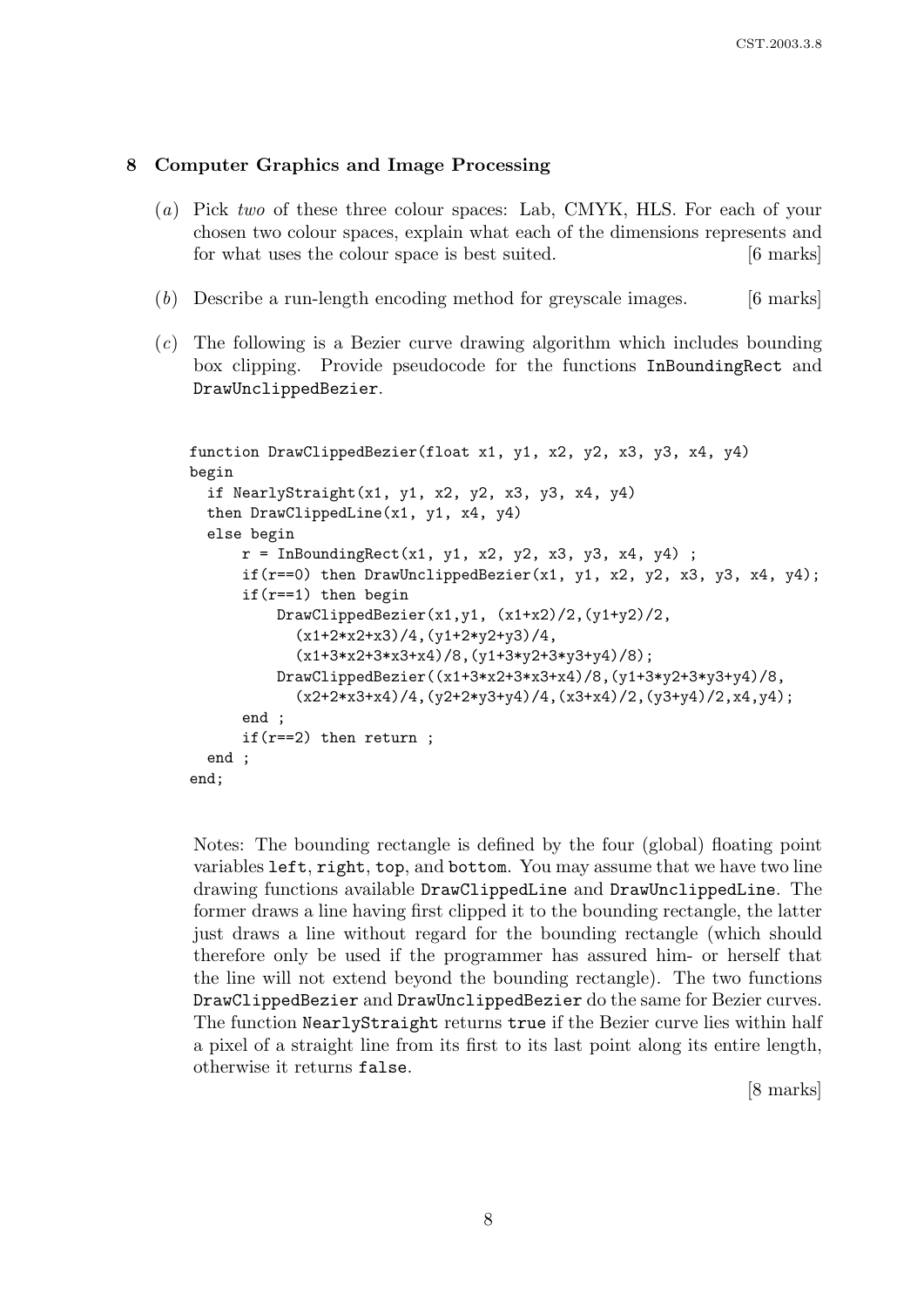## 8 Computer Graphics and Image Processing

(*a*) Pick *two* of these three colour spaces: Lab, CMYK, HLS. For each of your chosen two colour spaces, explain what each of the dimensions represents and for what uses the colour space is best suited. [6 marks]

(*b*) Describe a run-length encoding method for greyscale images. [6 marks]

(*c*) The following is a Bezier curve drawing algorithm which includes bounding box clipping. Provide pseudocode for the functions `InBoundingRect` and `DrawUnclippedBezier`.

```
function DrawClippedBezier(float x1, y1, x2, y2, x3, y3, x4, y4)
begin
  if NearlyStraight(x1, y1, x2, y2, x3, y3, x4, y4)
  then DrawClippedLine(x1, y1, x4, y4)
  else begin
      r = InBoundingRect(x1, y1, x2, y2, x3, y3, x4, y4) ;
      if(r==0) then DrawUnclippedBezier(x1, y1, x2, y2, x3, y3, x4, y4);
      if(r==1) then begin
          DrawClippedBezier(x1,y1, (x1+x2)/2,(y1+y2)/2,
            (x1+2*x2+x3)/4,(y1+2*y2+y3)/4,
            (x1+3*x2+3*x3+x4)/8,(y1+3*y2+3*y3+y4)/8);
          DrawClippedBezier((x1+3*x2+3*x3+x4)/8,(y1+3*y2+3*y3+y4)/8,
            (x2+2*x3+x4)/4,(y2+2*y3+y4)/4,(x3+x4)/2,(y3+y4)/2,x4,y4);
      end ;
      if(r==2) then return ;
  end ;
end;
```

Notes: The bounding rectangle is defined by the four (global) floating point variables `left`, `right`, `top`, and `bottom`. You may assume that we have two line drawing functions available `DrawClippedLine` and `DrawUnclippedLine`. The former draws a line having first clipped it to the bounding rectangle, the latter just draws a line without regard for the bounding rectangle (which should therefore only be used if the programmer has assured him- or herself that the line will not extend beyond the bounding rectangle). The two functions `DrawClippedBezier` and `DrawUnclippedBezier` do the same for Bezier curves. The function `NearlyStraight` returns `true` if the Bezier curve lies within half a pixel of a straight line from its first to its last point along its entire length, otherwise it returns `false`.

[8 marks]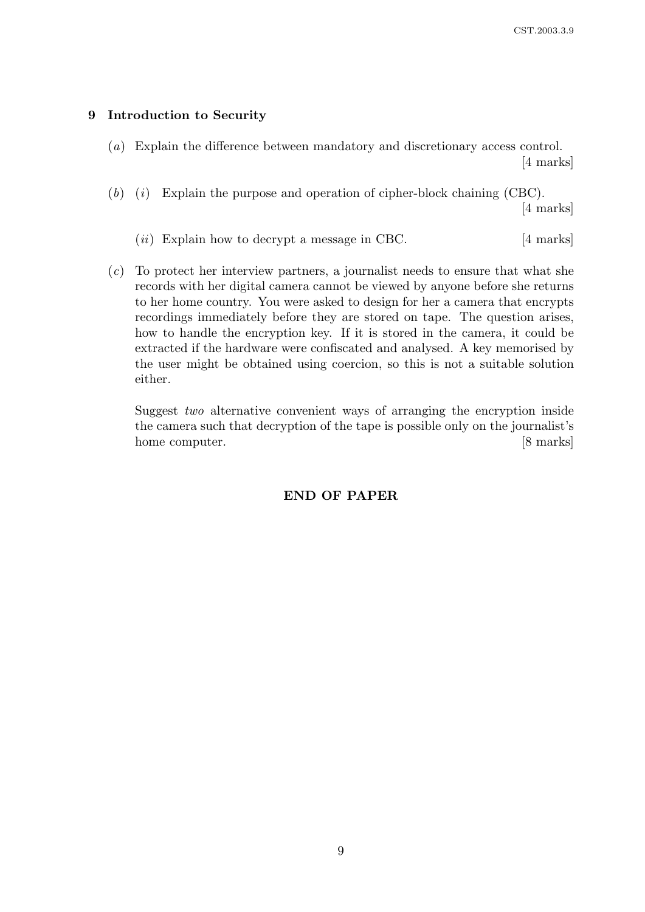## 9 Introduction to Security

(*a*) Explain the difference between mandatory and discretionary access control. [4 marks]

(*b*) (*i*) Explain the purpose and operation of cipher-block chaining (CBC). [4 marks]

(*ii*) Explain how to decrypt a message in CBC. [4 marks]

(*c*) To protect her interview partners, a journalist needs to ensure that what she records with her digital camera cannot be viewed by anyone before she returns to her home country. You were asked to design for her a camera that encrypts recordings immediately before they are stored on tape. The question arises, how to handle the encryption key. If it is stored in the camera, it could be extracted if the hardware were confiscated and analysed. A key memorised by the user might be obtained using coercion, so this is not a suitable solution either.

Suggest *two* alternative convenient ways of arranging the encryption inside the camera such that decryption of the tape is possible only on the journalist's home computer. [8 marks]

**END OF PAPER**